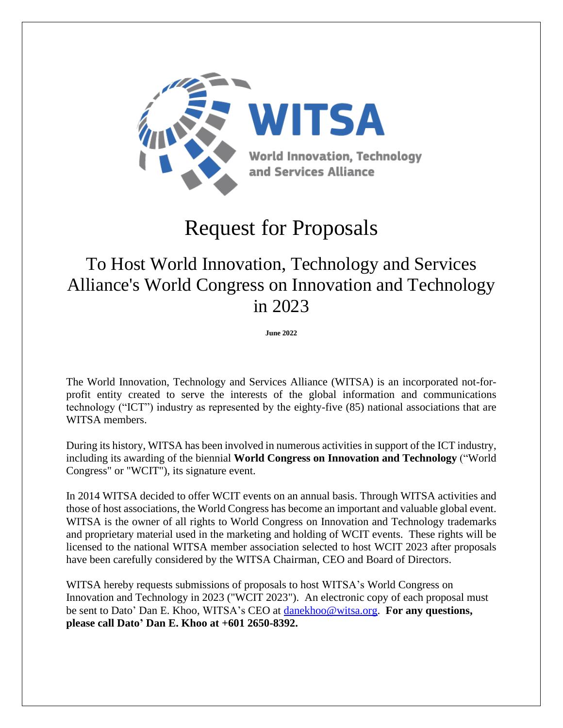WITSA

World Innovation, Technology and Services Alliance

# Request for Proposals

## To Host World Innovation, Technology and Services Alliance's World Congress on Innovation and Technology in 2023

**June 2022**

The World Innovation, Technology and Services Alliance (WITSA) is an incorporated not-for-profit entity created to serve the interests of the global information and communications technology ("ICT") industry as represented by the eighty-five (85) national associations that are WITSA members.

During its history, WITSA has been involved in numerous activities in support of the ICT industry, including its awarding of the biennial **World Congress on Innovation and Technology** ("World Congress" or "WCIT"), its signature event.

In 2014 WITSA decided to offer WCIT events on an annual basis. Through WITSA activities and those of host associations, the World Congress has become an important and valuable global event. WITSA is the owner of all rights to World Congress on Innovation and Technology trademarks and proprietary material used in the marketing and holding of WCIT events. These rights will be licensed to the national WITSA member association selected to host WCIT 2023 after proposals have been carefully considered by the WITSA Chairman, CEO and Board of Directors.

WITSA hereby requests submissions of proposals to host WITSA's World Congress on Innovation and Technology in 2023 ("WCIT 2023"). An electronic copy of each proposal must be sent to Dato' Dan E. Khoo, WITSA's CEO at danekhoo@witsa.org. **For any questions, please call Dato' Dan E. Khoo at +601 2650-8392.**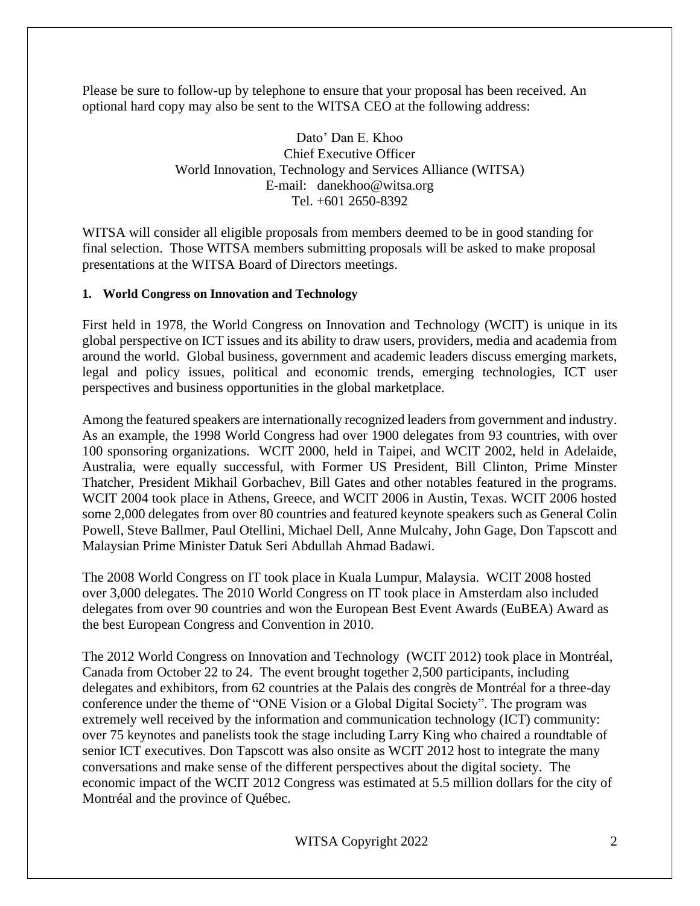Please be sure to follow-up by telephone to ensure that your proposal has been received. An optional hard copy may also be sent to the WITSA CEO at the following address:

Dato' Dan E. Khoo  
Chief Executive Officer  
World Innovation, Technology and Services Alliance (WITSA)  
E-mail: danekhoo@witsa.org  
Tel. +601 2650-8392

WITSA will consider all eligible proposals from members deemed to be in good standing for final selection. Those WITSA members submitting proposals will be asked to make proposal presentations at the WITSA Board of Directors meetings.

### 1. World Congress on Innovation and Technology

First held in 1978, the World Congress on Innovation and Technology (WCIT) is unique in its global perspective on ICT issues and its ability to draw users, providers, media and academia from around the world. Global business, government and academic leaders discuss emerging markets, legal and policy issues, political and economic trends, emerging technologies, ICT user perspectives and business opportunities in the global marketplace.

Among the featured speakers are internationally recognized leaders from government and industry. As an example, the 1998 World Congress had over 1900 delegates from 93 countries, with over 100 sponsoring organizations. WCIT 2000, held in Taipei, and WCIT 2002, held in Adelaide, Australia, were equally successful, with Former US President, Bill Clinton, Prime Minster Thatcher, President Mikhail Gorbachev, Bill Gates and other notables featured in the programs. WCIT 2004 took place in Athens, Greece, and WCIT 2006 in Austin, Texas. WCIT 2006 hosted some 2,000 delegates from over 80 countries and featured keynote speakers such as General Colin Powell, Steve Ballmer, Paul Otellini, Michael Dell, Anne Mulcahy, John Gage, Don Tapscott and Malaysian Prime Minister Datuk Seri Abdullah Ahmad Badawi.

The 2008 World Congress on IT took place in Kuala Lumpur, Malaysia. WCIT 2008 hosted over 3,000 delegates. The 2010 World Congress on IT took place in Amsterdam also included delegates from over 90 countries and won the European Best Event Awards (EuBEA) Award as the best European Congress and Convention in 2010.

The 2012 World Congress on Innovation and Technology (WCIT 2012) took place in Montréal, Canada from October 22 to 24. The event brought together 2,500 participants, including delegates and exhibitors, from 62 countries at the Palais des congrès de Montréal for a three-day conference under the theme of "ONE Vision or a Global Digital Society". The program was extremely well received by the information and communication technology (ICT) community: over 75 keynotes and panelists took the stage including Larry King who chaired a roundtable of senior ICT executives. Don Tapscott was also onsite as WCIT 2012 host to integrate the many conversations and make sense of the different perspectives about the digital society. The economic impact of the WCIT 2012 Congress was estimated at 5.5 million dollars for the city of Montréal and the province of Québec.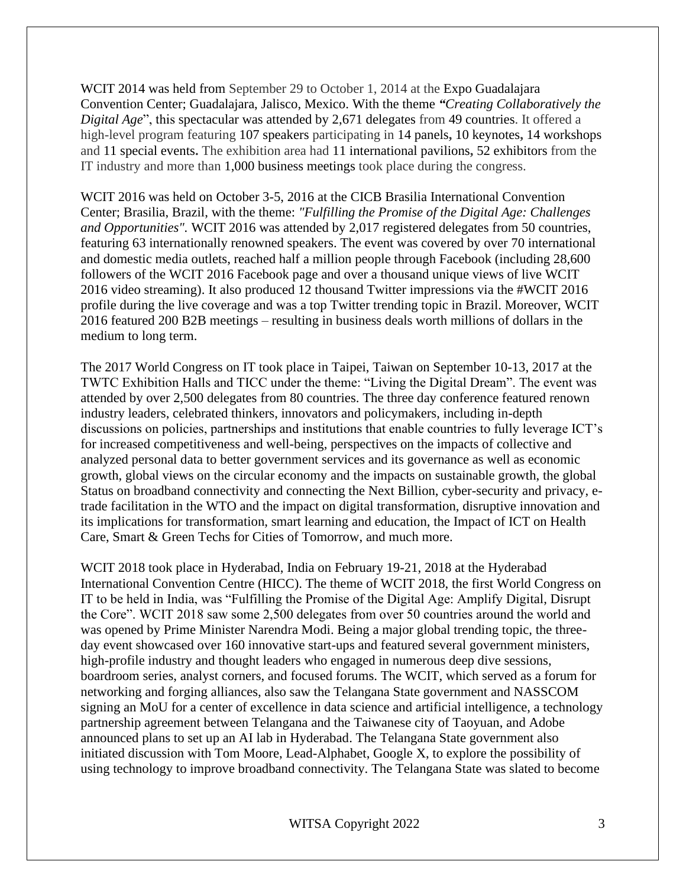WCIT 2014 was held from September 29 to October 1, 2014 at the Expo Guadalajara Convention Center; Guadalajara, Jalisco, Mexico. With the theme *"Creating Collaboratively the Digital Age*", this spectacular was attended by 2,671 delegates from 49 countries. It offered a high-level program featuring 107 speakers participating in 14 panels, 10 keynotes, 14 workshops and 11 special events. The exhibition area had 11 international pavilions, 52 exhibitors from the IT industry and more than 1,000 business meetings took place during the congress.

WCIT 2016 was held on October 3-5, 2016 at the CICB Brasilia International Convention Center; Brasilia, Brazil, with the theme: *"Fulfilling the Promise of the Digital Age: Challenges and Opportunities".* WCIT 2016 was attended by 2,017 registered delegates from 50 countries, featuring 63 internationally renowned speakers. The event was covered by over 70 international and domestic media outlets, reached half a million people through Facebook (including 28,600 followers of the WCIT 2016 Facebook page and over a thousand unique views of live WCIT 2016 video streaming). It also produced 12 thousand Twitter impressions via the #WCIT 2016 profile during the live coverage and was a top Twitter trending topic in Brazil. Moreover, WCIT 2016 featured 200 B2B meetings – resulting in business deals worth millions of dollars in the medium to long term.

The 2017 World Congress on IT took place in Taipei, Taiwan on September 10-13, 2017 at the TWTC Exhibition Halls and TICC under the theme: "Living the Digital Dream". The event was attended by over 2,500 delegates from 80 countries. The three day conference featured renown industry leaders, celebrated thinkers, innovators and policymakers, including in-depth discussions on policies, partnerships and institutions that enable countries to fully leverage ICT's for increased competitiveness and well-being, perspectives on the impacts of collective and analyzed personal data to better government services and its governance as well as economic growth, global views on the circular economy and the impacts on sustainable growth, the global Status on broadband connectivity and connecting the Next Billion, cyber-security and privacy, e-trade facilitation in the WTO and the impact on digital transformation, disruptive innovation and its implications for transformation, smart learning and education, the Impact of ICT on Health Care, Smart & Green Techs for Cities of Tomorrow, and much more.

WCIT 2018 took place in Hyderabad, India on February 19-21, 2018 at the Hyderabad International Convention Centre (HICC). The theme of WCIT 2018, the first World Congress on IT to be held in India, was "Fulfilling the Promise of the Digital Age: Amplify Digital, Disrupt the Core". WCIT 2018 saw some 2,500 delegates from over 50 countries around the world and was opened by Prime Minister Narendra Modi. Being a major global trending topic, the three-day event showcased over 160 innovative start-ups and featured several government ministers, high-profile industry and thought leaders who engaged in numerous deep dive sessions, boardroom series, analyst corners, and focused forums. The WCIT, which served as a forum for networking and forging alliances, also saw the Telangana State government and NASSCOM signing an MoU for a center of excellence in data science and artificial intelligence, a technology partnership agreement between Telangana and the Taiwanese city of Taoyuan, and Adobe announced plans to set up an AI lab in Hyderabad. The Telangana State government also initiated discussion with Tom Moore, Lead-Alphabet, Google X, to explore the possibility of using technology to improve broadband connectivity. The Telangana State was slated to become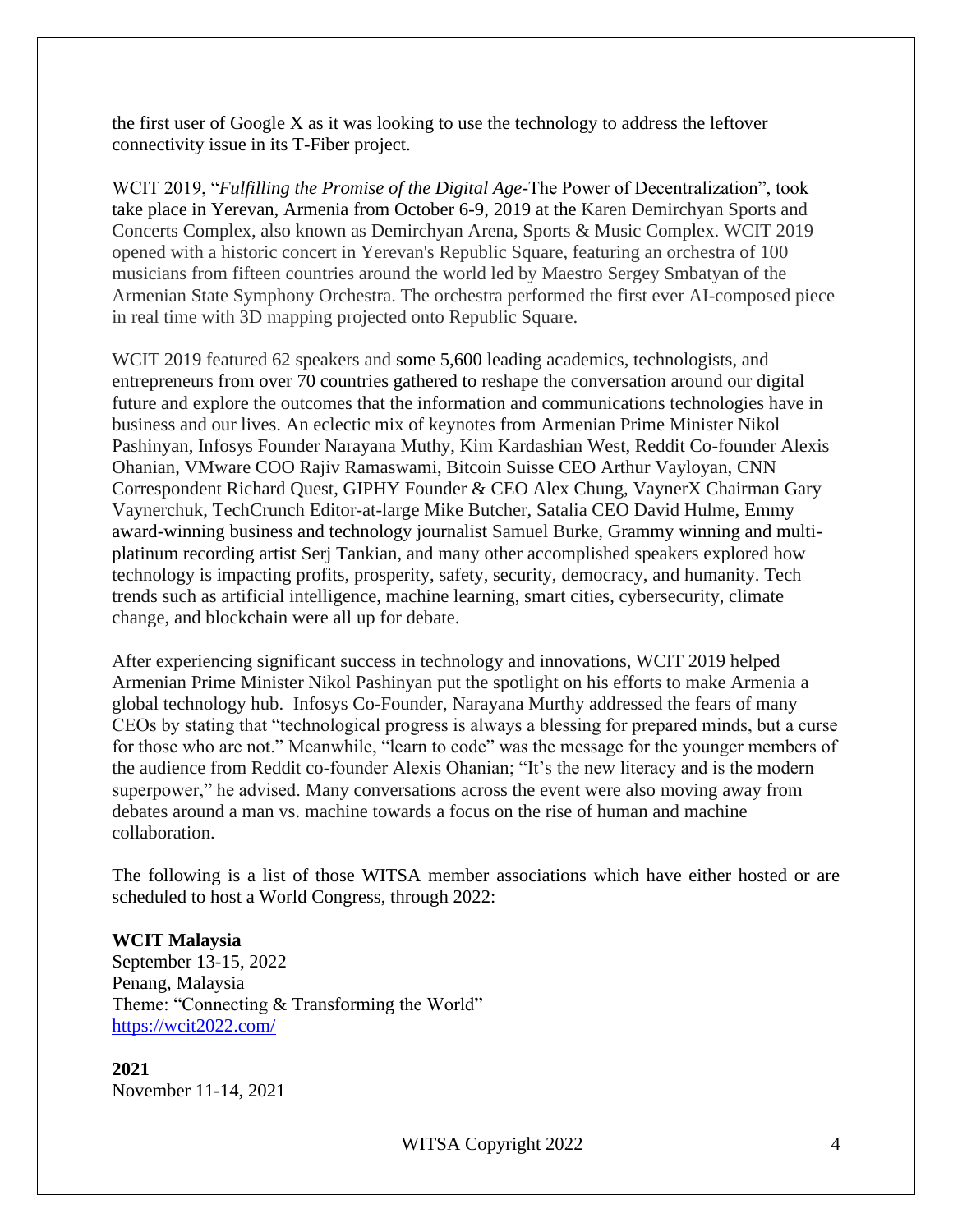the first user of Google X as it was looking to use the technology to address the leftover connectivity issue in its T-Fiber project.

WCIT 2019, "*Fulfilling the Promise of the Digital Age*-The Power of Decentralization", took take place in Yerevan, Armenia from October 6-9, 2019 at the Karen Demirchyan Sports and Concerts Complex, also known as Demirchyan Arena, Sports & Music Complex. WCIT 2019 opened with a historic concert in Yerevan's Republic Square, featuring an orchestra of 100 musicians from fifteen countries around the world led by Maestro Sergey Smbatyan of the Armenian State Symphony Orchestra. The orchestra performed the first ever AI-composed piece in real time with 3D mapping projected onto Republic Square.

WCIT 2019 featured 62 speakers and some 5,600 leading academics, technologists, and entrepreneurs from over 70 countries gathered to reshape the conversation around our digital future and explore the outcomes that the information and communications technologies have in business and our lives. An eclectic mix of keynotes from Armenian Prime Minister Nikol Pashinyan, Infosys Founder Narayana Muthy, Kim Kardashian West, Reddit Co-founder Alexis Ohanian, VMware COO Rajiv Ramaswami, Bitcoin Suisse CEO Arthur Vayloyan, CNN Correspondent Richard Quest, GIPHY Founder & CEO Alex Chung, VaynerX Chairman Gary Vaynerchuk, TechCrunch Editor-at-large Mike Butcher, Satalia CEO David Hulme, Emmy award-winning business and technology journalist Samuel Burke, Grammy winning and multi-platinum recording artist Serj Tankian, and many other accomplished speakers explored how technology is impacting profits, prosperity, safety, security, democracy, and humanity. Tech trends such as artificial intelligence, machine learning, smart cities, cybersecurity, climate change, and blockchain were all up for debate.

After experiencing significant success in technology and innovations, WCIT 2019 helped Armenian Prime Minister Nikol Pashinyan put the spotlight on his efforts to make Armenia a global technology hub. Infosys Co-Founder, Narayana Murthy addressed the fears of many CEOs by stating that "technological progress is always a blessing for prepared minds, but a curse for those who are not." Meanwhile, "learn to code" was the message for the younger members of the audience from Reddit co-founder Alexis Ohanian; "It's the new literacy and is the modern superpower," he advised. Many conversations across the event were also moving away from debates around a man vs. machine towards a focus on the rise of human and machine collaboration.

The following is a list of those WITSA member associations which have either hosted or are scheduled to host a World Congress, through 2022:

**WCIT Malaysia**
September 13-15, 2022
Penang, Malaysia
Theme: "Connecting & Transforming the World"
https://wcit2022.com/

**2021**
November 11-14, 2021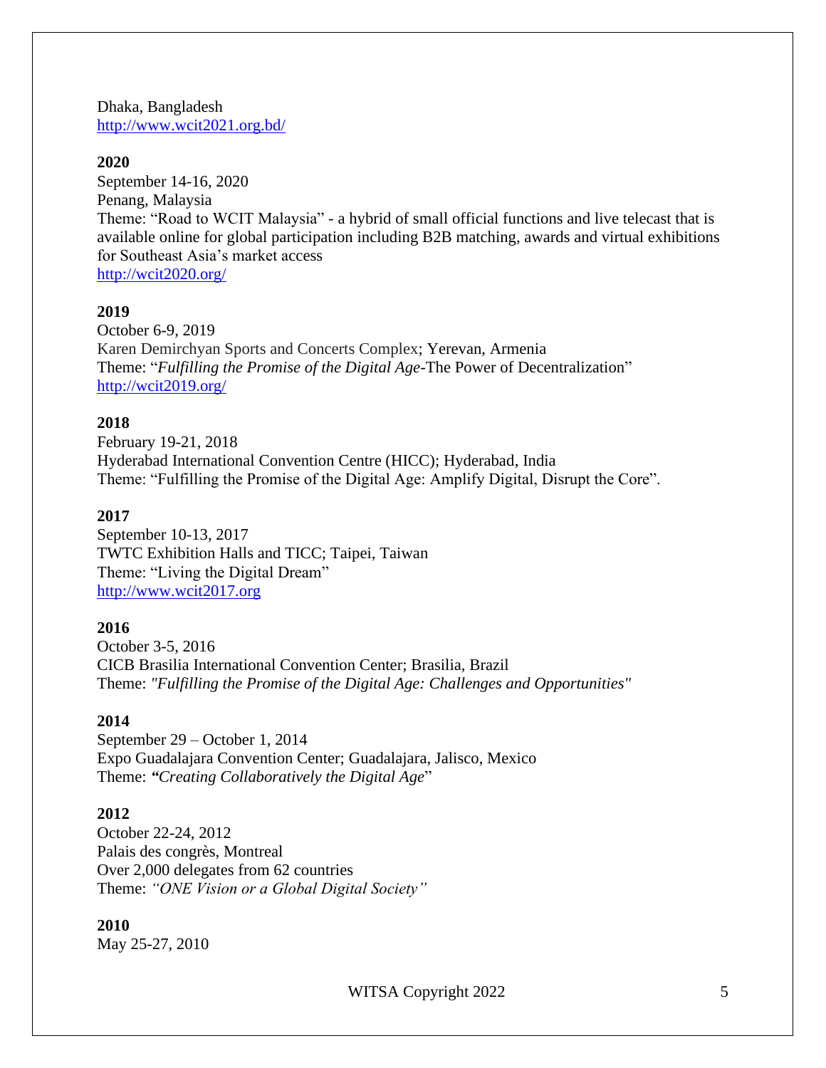Dhaka, Bangladesh
http://www.wcit2021.org.bd/

**2020**
September 14-16, 2020
Penang, Malaysia
Theme: "Road to WCIT Malaysia" - a hybrid of small official functions and live telecast that is available online for global participation including B2B matching, awards and virtual exhibitions for Southeast Asia's market access
http://wcit2020.org/

**2019**
October 6-9, 2019
Karen Demirchyan Sports and Concerts Complex; Yerevan, Armenia
Theme: "*Fulfilling the Promise of the Digital Age*-The Power of Decentralization"
http://wcit2019.org/

**2018**
February 19-21, 2018
Hyderabad International Convention Centre (HICC); Hyderabad, India
Theme: "Fulfilling the Promise of the Digital Age: Amplify Digital, Disrupt the Core".

**2017**
September 10-13, 2017
TWTC Exhibition Halls and TICC; Taipei, Taiwan
Theme: "Living the Digital Dream"
http://www.wcit2017.org

**2016**
October 3-5, 2016
CICB Brasilia International Convention Center; Brasilia, Brazil
Theme: *"Fulfilling the Promise of the Digital Age: Challenges and Opportunities"*

**2014**
September 29 – October 1, 2014
Expo Guadalajara Convention Center; Guadalajara, Jalisco, Mexico
Theme: ***"****Creating Collaboratively the Digital Age*"

**2012**
October 22-24, 2012
Palais des congrès, Montreal
Over 2,000 delegates from 62 countries
Theme: *"ONE Vision or a Global Digital Society"*

**2010**
May 25-27, 2010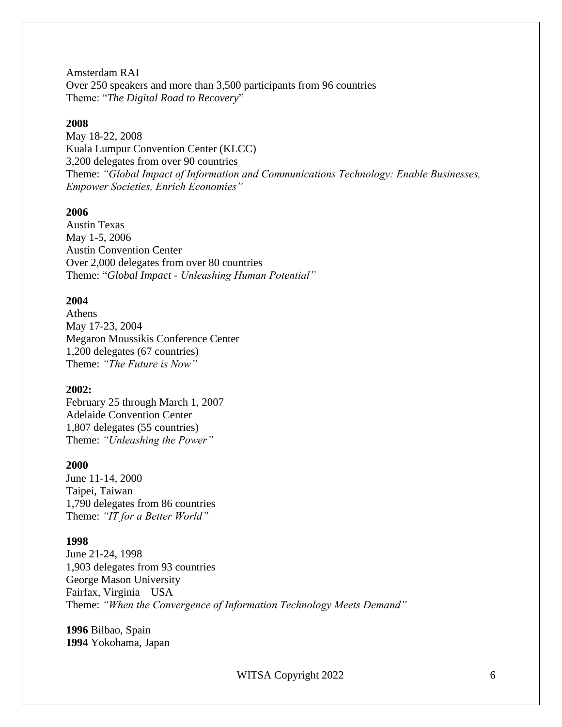Amsterdam RAI
Over 250 speakers and more than 3,500 participants from 96 countries
Theme: "*The Digital Road to Recovery*"

**2008**
May 18-22, 2008
Kuala Lumpur Convention Center (KLCC)
3,200 delegates from over 90 countries
Theme: *"Global Impact of Information and Communications Technology: Enable Businesses, Empower Societies, Enrich Economies"*

**2006**
Austin Texas
May 1-5, 2006
Austin Convention Center
Over 2,000 delegates from over 80 countries
Theme: "*Global Impact - Unleashing Human Potential"*

**2004**
Athens
May 17-23, 2004
Megaron Moussikis Conference Center
1,200 delegates (67 countries)
Theme: *"The Future is Now"*

**2002:**
February 25 through March 1, 2007
Adelaide Convention Center
1,807 delegates (55 countries)
Theme: *"Unleashing the Power"*

**2000**
June 11-14, 2000
Taipei, Taiwan
1,790 delegates from 86 countries
Theme: *"IT for a Better World"*

**1998**
June 21-24, 1998
1,903 delegates from 93 countries
George Mason University
Fairfax, Virginia – USA
Theme: *"When the Convergence of Information Technology Meets Demand"*

**1996** Bilbao, Spain
**1994** Yokohama, Japan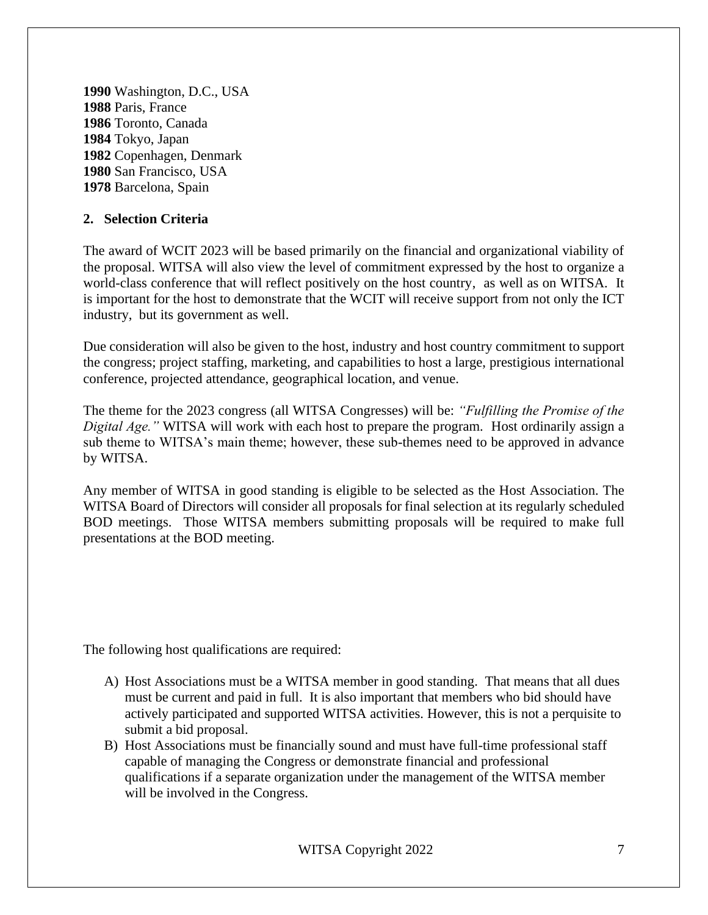**1990** Washington, D.C., USA
**1988** Paris, France
**1986** Toronto, Canada
**1984** Tokyo, Japan
**1982** Copenhagen, Denmark
**1980** San Francisco, USA
**1978** Barcelona, Spain

## 2. Selection Criteria

The award of WCIT 2023 will be based primarily on the financial and organizational viability of the proposal. WITSA will also view the level of commitment expressed by the host to organize a world-class conference that will reflect positively on the host country, as well as on WITSA. It is important for the host to demonstrate that the WCIT will receive support from not only the ICT industry, but its government as well.

Due consideration will also be given to the host, industry and host country commitment to support the congress; project staffing, marketing, and capabilities to host a large, prestigious international conference, projected attendance, geographical location, and venue.

The theme for the 2023 congress (all WITSA Congresses) will be: *"Fulfilling the Promise of the Digital Age."* WITSA will work with each host to prepare the program. Host ordinarily assign a sub theme to WITSA's main theme; however, these sub-themes need to be approved in advance by WITSA.

Any member of WITSA in good standing is eligible to be selected as the Host Association. The WITSA Board of Directors will consider all proposals for final selection at its regularly scheduled BOD meetings. Those WITSA members submitting proposals will be required to make full presentations at the BOD meeting.

The following host qualifications are required:

A) Host Associations must be a WITSA member in good standing. That means that all dues must be current and paid in full. It is also important that members who bid should have actively participated and supported WITSA activities. However, this is not a perquisite to submit a bid proposal.
B) Host Associations must be financially sound and must have full-time professional staff capable of managing the Congress or demonstrate financial and professional qualifications if a separate organization under the management of the WITSA member will be involved in the Congress.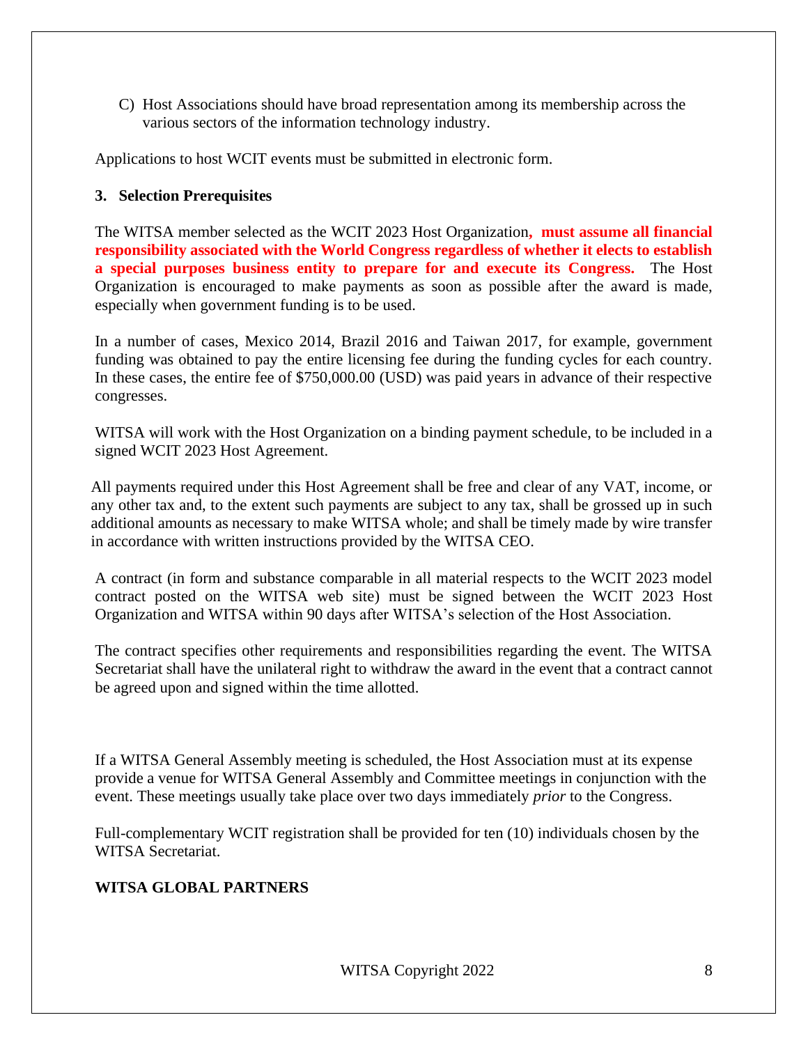C) Host Associations should have broad representation among its membership across the various sectors of the information technology industry.

Applications to host WCIT events must be submitted in electronic form.

### 3. Selection Prerequisites

The WITSA member selected as the WCIT 2023 Host Organization, **must assume all financial responsibility associated with the World Congress regardless of whether it elects to establish a special purposes business entity to prepare for and execute its Congress.** The Host Organization is encouraged to make payments as soon as possible after the award is made, especially when government funding is to be used.

In a number of cases, Mexico 2014, Brazil 2016 and Taiwan 2017, for example, government funding was obtained to pay the entire licensing fee during the funding cycles for each country. In these cases, the entire fee of $750,000.00 (USD) was paid years in advance of their respective congresses.

WITSA will work with the Host Organization on a binding payment schedule, to be included in a signed WCIT 2023 Host Agreement.

All payments required under this Host Agreement shall be free and clear of any VAT, income, or any other tax and, to the extent such payments are subject to any tax, shall be grossed up in such additional amounts as necessary to make WITSA whole; and shall be timely made by wire transfer in accordance with written instructions provided by the WITSA CEO.

A contract (in form and substance comparable in all material respects to the WCIT 2023 model contract posted on the WITSA web site) must be signed between the WCIT 2023 Host Organization and WITSA within 90 days after WITSA's selection of the Host Association.

The contract specifies other requirements and responsibilities regarding the event. The WITSA Secretariat shall have the unilateral right to withdraw the award in the event that a contract cannot be agreed upon and signed within the time allotted.

If a WITSA General Assembly meeting is scheduled, the Host Association must at its expense provide a venue for WITSA General Assembly and Committee meetings in conjunction with the event. These meetings usually take place over two days immediately *prior* to the Congress.

Full-complementary WCIT registration shall be provided for ten (10) individuals chosen by the WITSA Secretariat.

**WITSA GLOBAL PARTNERS**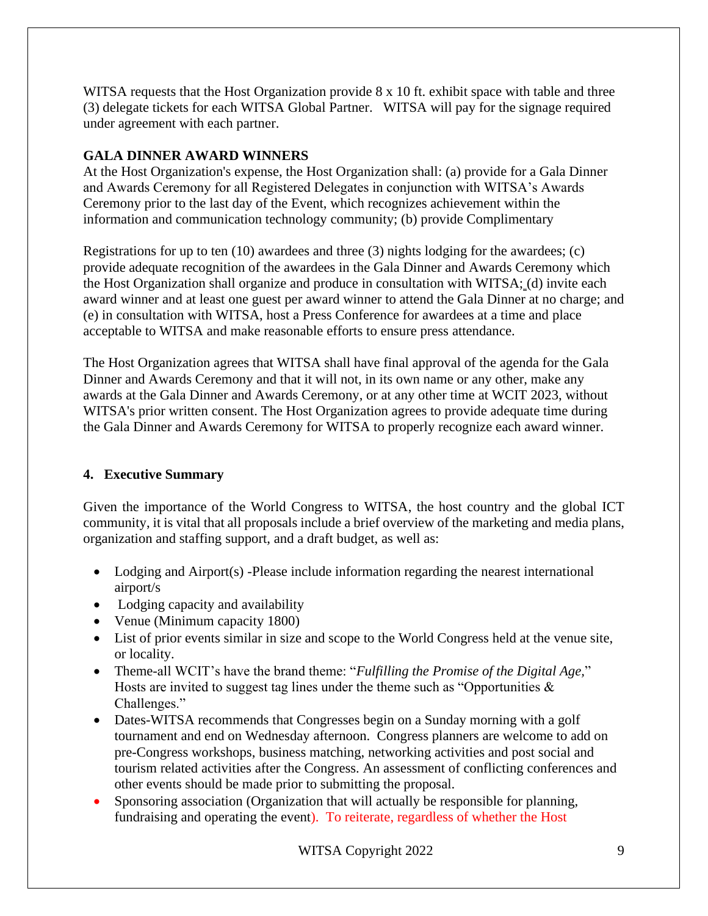WITSA requests that the Host Organization provide 8 x 10 ft. exhibit space with table and three (3) delegate tickets for each WITSA Global Partner. WITSA will pay for the signage required under agreement with each partner.

**GALA DINNER AWARD WINNERS**

At the Host Organization's expense, the Host Organization shall: (a) provide for a Gala Dinner and Awards Ceremony for all Registered Delegates in conjunction with WITSA's Awards Ceremony prior to the last day of the Event, which recognizes achievement within the information and communication technology community; (b) provide Complimentary

Registrations for up to ten (10) awardees and three (3) nights lodging for the awardees; (c) provide adequate recognition of the awardees in the Gala Dinner and Awards Ceremony which the Host Organization shall organize and produce in consultation with WITSA; (d) invite each award winner and at least one guest per award winner to attend the Gala Dinner at no charge; and (e) in consultation with WITSA, host a Press Conference for awardees at a time and place acceptable to WITSA and make reasonable efforts to ensure press attendance.

The Host Organization agrees that WITSA shall have final approval of the agenda for the Gala Dinner and Awards Ceremony and that it will not, in its own name or any other, make any awards at the Gala Dinner and Awards Ceremony, or at any other time at WCIT 2023, without WITSA's prior written consent. The Host Organization agrees to provide adequate time during the Gala Dinner and Awards Ceremony for WITSA to properly recognize each award winner.

## 4. Executive Summary

Given the importance of the World Congress to WITSA, the host country and the global ICT community, it is vital that all proposals include a brief overview of the marketing and media plans, organization and staffing support, and a draft budget, as well as:

- Lodging and Airport(s) -Please include information regarding the nearest international airport/s
- Lodging capacity and availability
- Venue (Minimum capacity 1800)
- List of prior events similar in size and scope to the World Congress held at the venue site, or locality.
- Theme-all WCIT's have the brand theme: "*Fulfilling the Promise of the Digital Age*," Hosts are invited to suggest tag lines under the theme such as "Opportunities & Challenges."
- Dates-WITSA recommends that Congresses begin on a Sunday morning with a golf tournament and end on Wednesday afternoon. Congress planners are welcome to add on pre-Congress workshops, business matching, networking activities and post social and tourism related activities after the Congress. An assessment of conflicting conferences and other events should be made prior to submitting the proposal.
- Sponsoring association (Organization that will actually be responsible for planning, fundraising and operating the event). To reiterate, regardless of whether the Host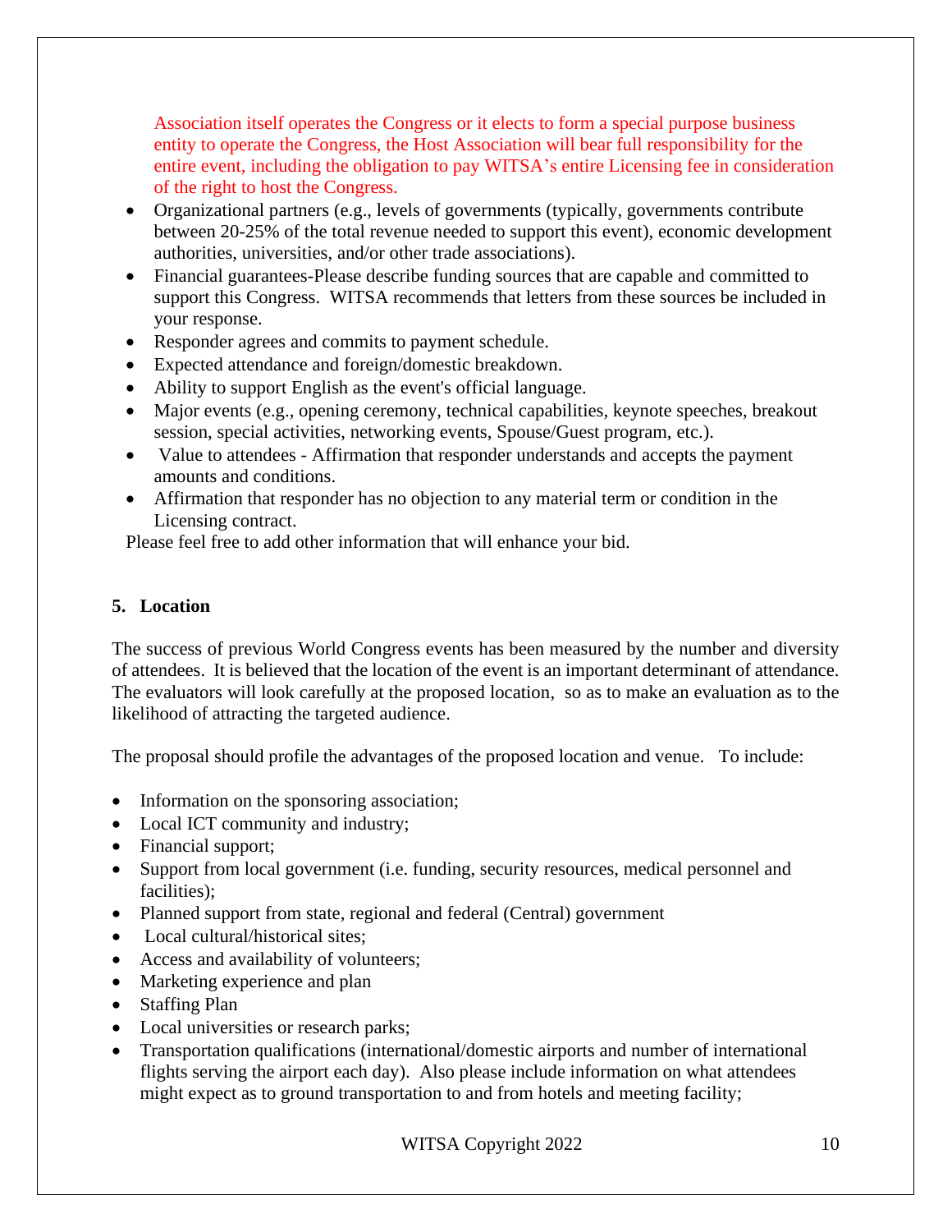Association itself operates the Congress or it elects to form a special purpose business entity to operate the Congress, the Host Association will bear full responsibility for the entire event, including the obligation to pay WITSA's entire Licensing fee in consideration of the right to host the Congress.

- Organizational partners (e.g., levels of governments (typically, governments contribute between 20-25% of the total revenue needed to support this event), economic development authorities, universities, and/or other trade associations).
- Financial guarantees-Please describe funding sources that are capable and committed to support this Congress. WITSA recommends that letters from these sources be included in your response.
- Responder agrees and commits to payment schedule.
- Expected attendance and foreign/domestic breakdown.
- Ability to support English as the event's official language.
- Major events (e.g., opening ceremony, technical capabilities, keynote speeches, breakout session, special activities, networking events, Spouse/Guest program, etc.).
- Value to attendees - Affirmation that responder understands and accepts the payment amounts and conditions.
- Affirmation that responder has no objection to any material term or condition in the Licensing contract.

Please feel free to add other information that will enhance your bid.

## 5. Location

The success of previous World Congress events has been measured by the number and diversity of attendees. It is believed that the location of the event is an important determinant of attendance. The evaluators will look carefully at the proposed location, so as to make an evaluation as to the likelihood of attracting the targeted audience.

The proposal should profile the advantages of the proposed location and venue. To include:

- Information on the sponsoring association;
- Local ICT community and industry;
- Financial support;
- Support from local government (i.e. funding, security resources, medical personnel and facilities);
- Planned support from state, regional and federal (Central) government
- Local cultural/historical sites;
- Access and availability of volunteers;
- Marketing experience and plan
- Staffing Plan
- Local universities or research parks;
- Transportation qualifications (international/domestic airports and number of international flights serving the airport each day). Also please include information on what attendees might expect as to ground transportation to and from hotels and meeting facility;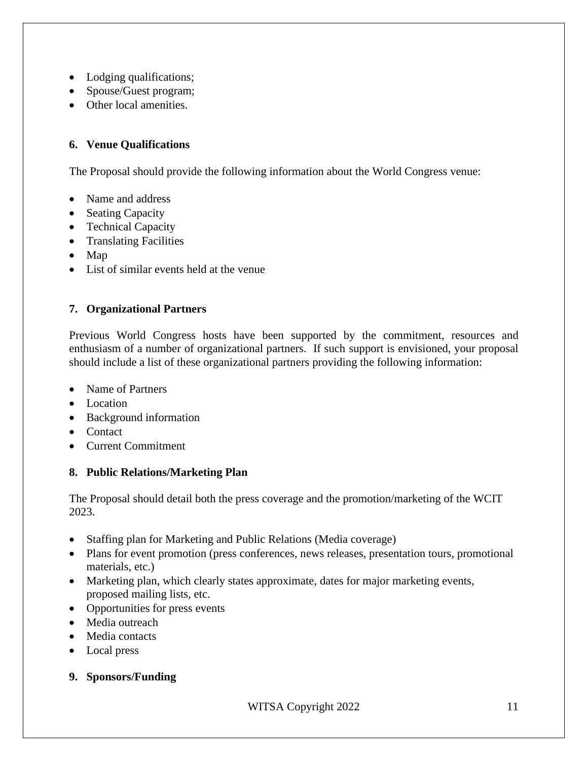- Lodging qualifications;
- Spouse/Guest program;
- Other local amenities.

**6. Venue Qualifications**

The Proposal should provide the following information about the World Congress venue:

- Name and address
- Seating Capacity
- Technical Capacity
- Translating Facilities
- Map
- List of similar events held at the venue

**7. Organizational Partners**

Previous World Congress hosts have been supported by the commitment, resources and enthusiasm of a number of organizational partners. If such support is envisioned, your proposal should include a list of these organizational partners providing the following information:

- Name of Partners
- Location
- Background information
- Contact
- Current Commitment

**8. Public Relations/Marketing Plan**

The Proposal should detail both the press coverage and the promotion/marketing of the WCIT 2023.

- Staffing plan for Marketing and Public Relations (Media coverage)
- Plans for event promotion (press conferences, news releases, presentation tours, promotional materials, etc.)
- Marketing plan, which clearly states approximate, dates for major marketing events, proposed mailing lists, etc.
- Opportunities for press events
- Media outreach
- Media contacts
- Local press

**9. Sponsors/Funding**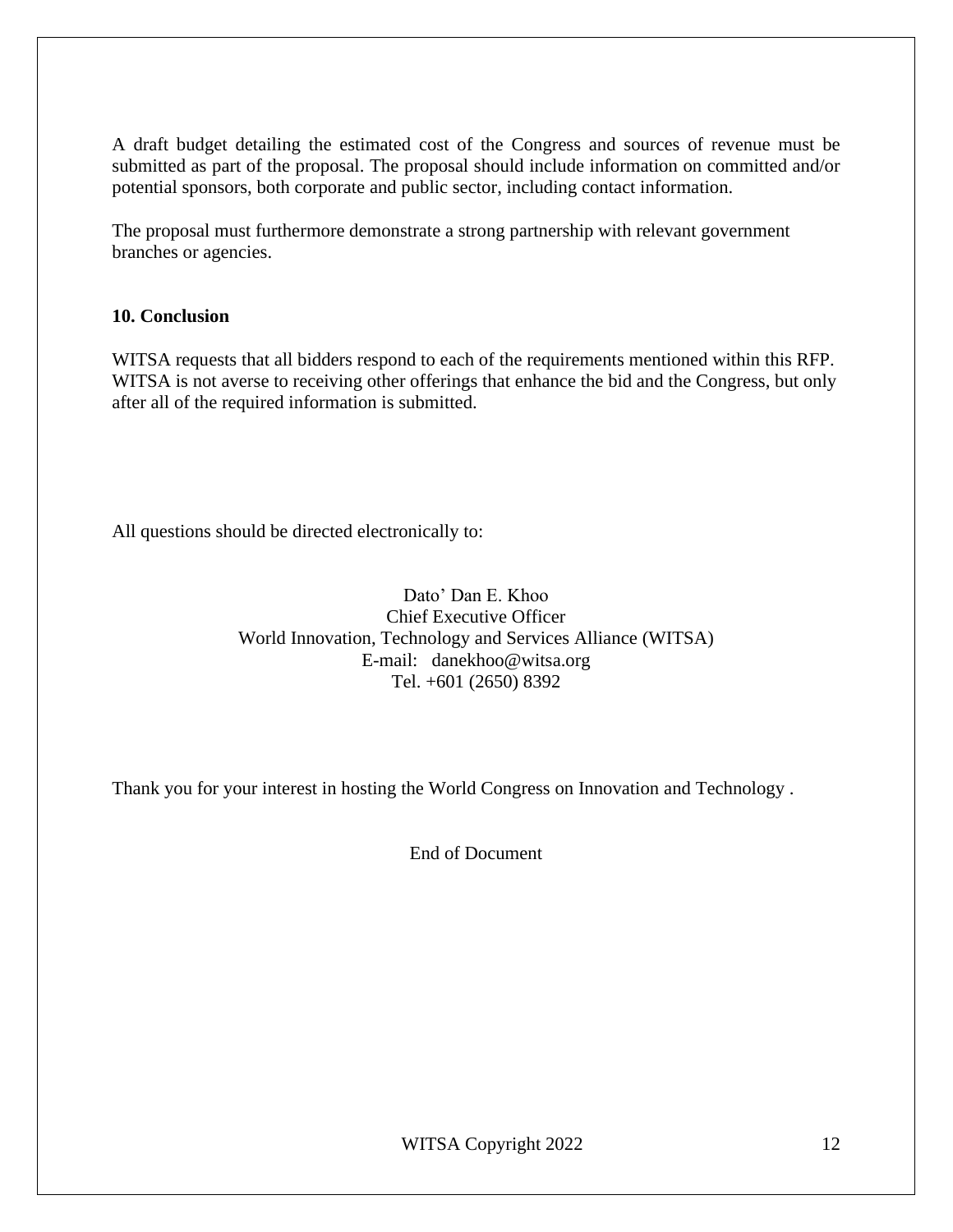A draft budget detailing the estimated cost of the Congress and sources of revenue must be submitted as part of the proposal. The proposal should include information on committed and/or potential sponsors, both corporate and public sector, including contact information.

The proposal must furthermore demonstrate a strong partnership with relevant government branches or agencies.

**10. Conclusion**

WITSA requests that all bidders respond to each of the requirements mentioned within this RFP. WITSA is not averse to receiving other offerings that enhance the bid and the Congress, but only after all of the required information is submitted.

All questions should be directed electronically to:

Dato' Dan E. Khoo  
Chief Executive Officer  
World Innovation, Technology and Services Alliance (WITSA)  
E-mail: danekhoo@witsa.org  
Tel. +601 (2650) 8392

Thank you for your interest in hosting the World Congress on Innovation and Technology .

End of Document

WITSA Copyright 2022